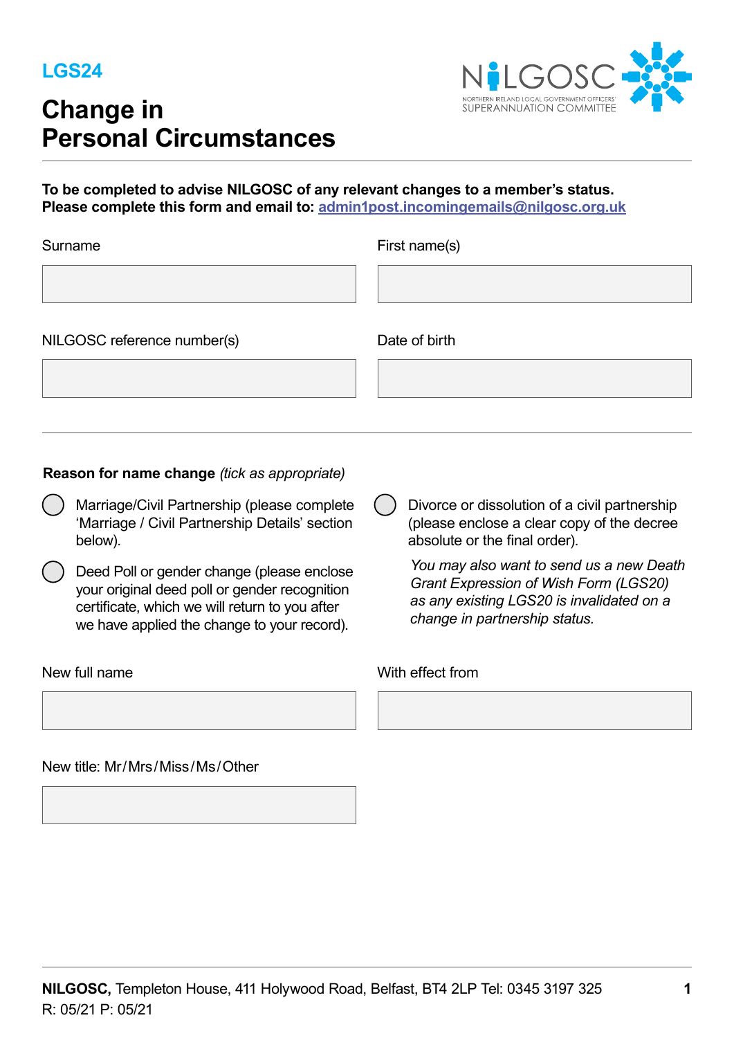**LGS24**

# Change in Personal Circumstances

NILGOSC
NORTHERN IRELAND LOCAL GOVERNMENT OFFICERS' SUPERANNUATION COMMITTEE

**To be completed to advise NILGOSC of any relevant changes to a member's status.**
**Please complete this form and email to: admin1post.incomingemails@nilgosc.org.uk**

Surname

First name(s)

NILGOSC reference number(s)

Date of birth

**Reason for name change** *(tick as appropriate)*

- ◯ Marriage/Civil Partnership (please complete 'Marriage / Civil Partnership Details' section below).
- ◯ Deed Poll or gender change (please enclose your original deed poll or gender recognition certificate, which we will return to you after we have applied the change to your record).
- ◯ Divorce or dissolution of a civil partnership (please enclose a clear copy of the decree absolute or the final order).

*You may also want to send us a new Death Grant Expression of Wish Form (LGS20) as any existing LGS20 is invalidated on a change in partnership status.*

New full name

With effect from

New title: Mr / Mrs / Miss / Ms / Other

**NILGOSC,** Templeton House, 411 Holywood Road, Belfast, BT4 2LP Tel: 0345 3197 325
R: 05/21 P: 05/21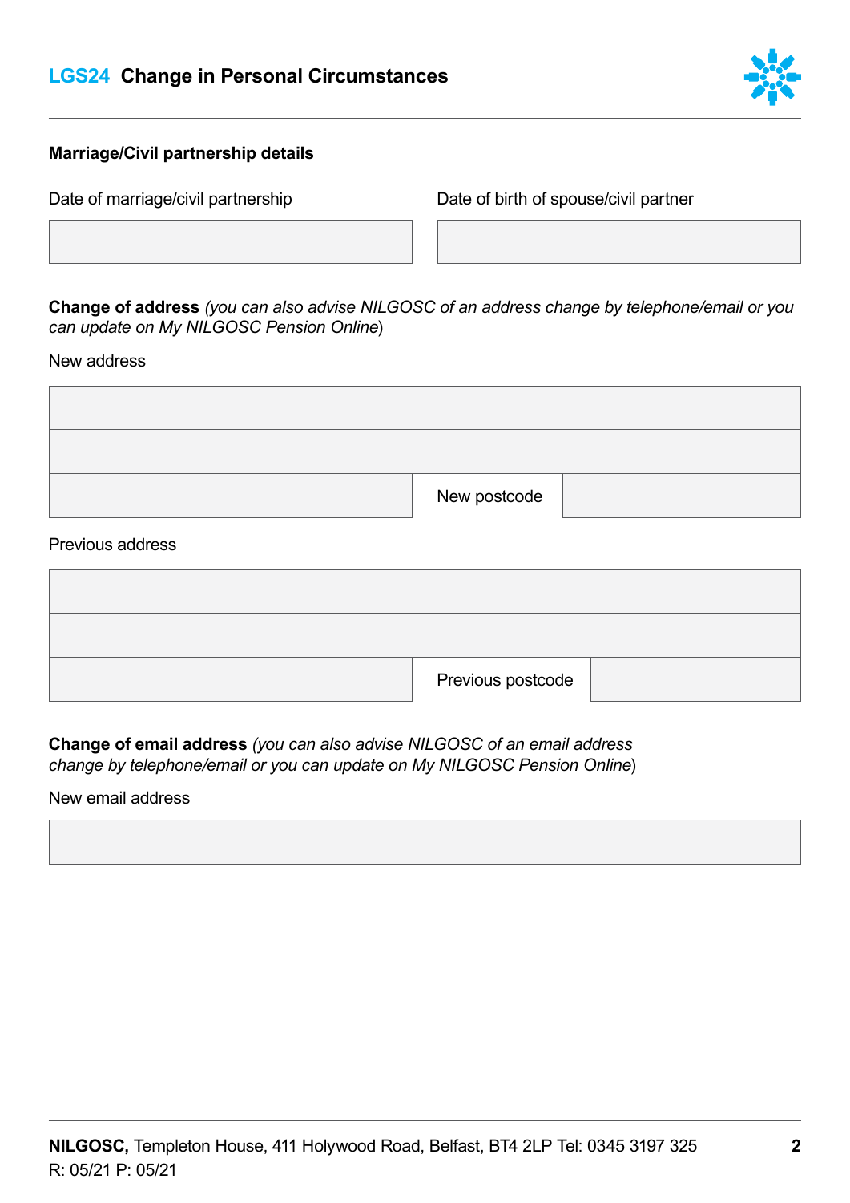## LGS24 Change in Personal Circumstances

**Marriage/Civil partnership details**

| Date of marriage/civil partnership | Date of birth of spouse/civil partner |
| --- | --- |
| | |

**Change of address** *(you can also advise NILGOSC of an address change by telephone/email or you can update on My NILGOSC Pension Online*)

New address

| | | |
| --- | --- | --- |
| | | |
| | | |
| | New postcode | |

Previous address

| | | |
| --- | --- | --- |
| | | |
| | | |
| | Previous postcode | |

**Change of email address** *(you can also advise NILGOSC of an email address change by telephone/email or you can update on My NILGOSC Pension Online*)

New email address

| |
| --- |
| |

**NILGOSC,** Templeton House, 411 Holywood Road, Belfast, BT4 2LP Tel: 0345 3197 325
R: 05/21 P: 05/21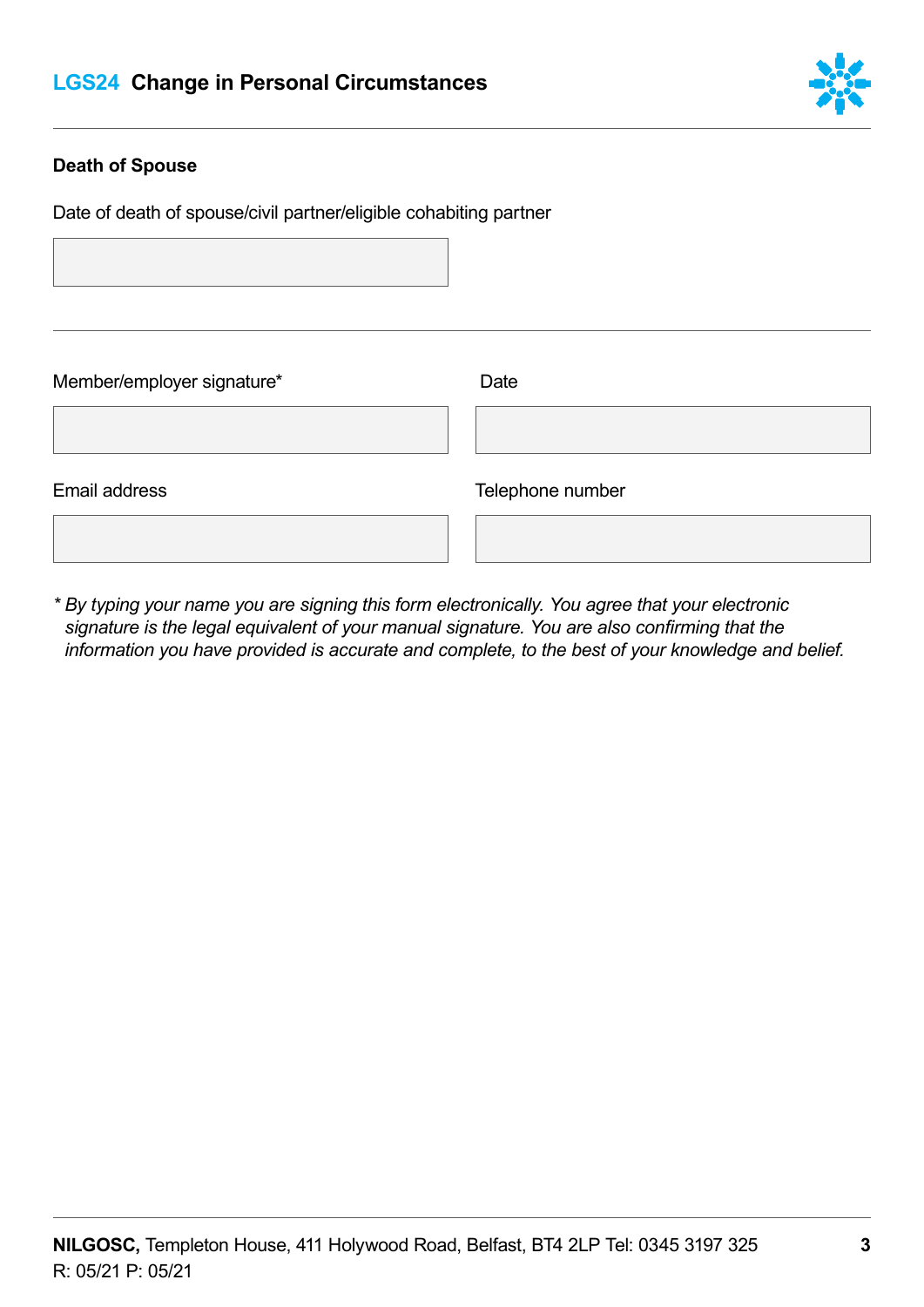**Death of Spouse**

Date of death of spouse/civil partner/eligible cohabiting partner

---

Member/employer signature*

Date

Email address

Telephone number

*\* By typing your name you are signing this form electronically. You agree that your electronic signature is the legal equivalent of your manual signature. You are also confirming that the information you have provided is accurate and complete, to the best of your knowledge and belief.*